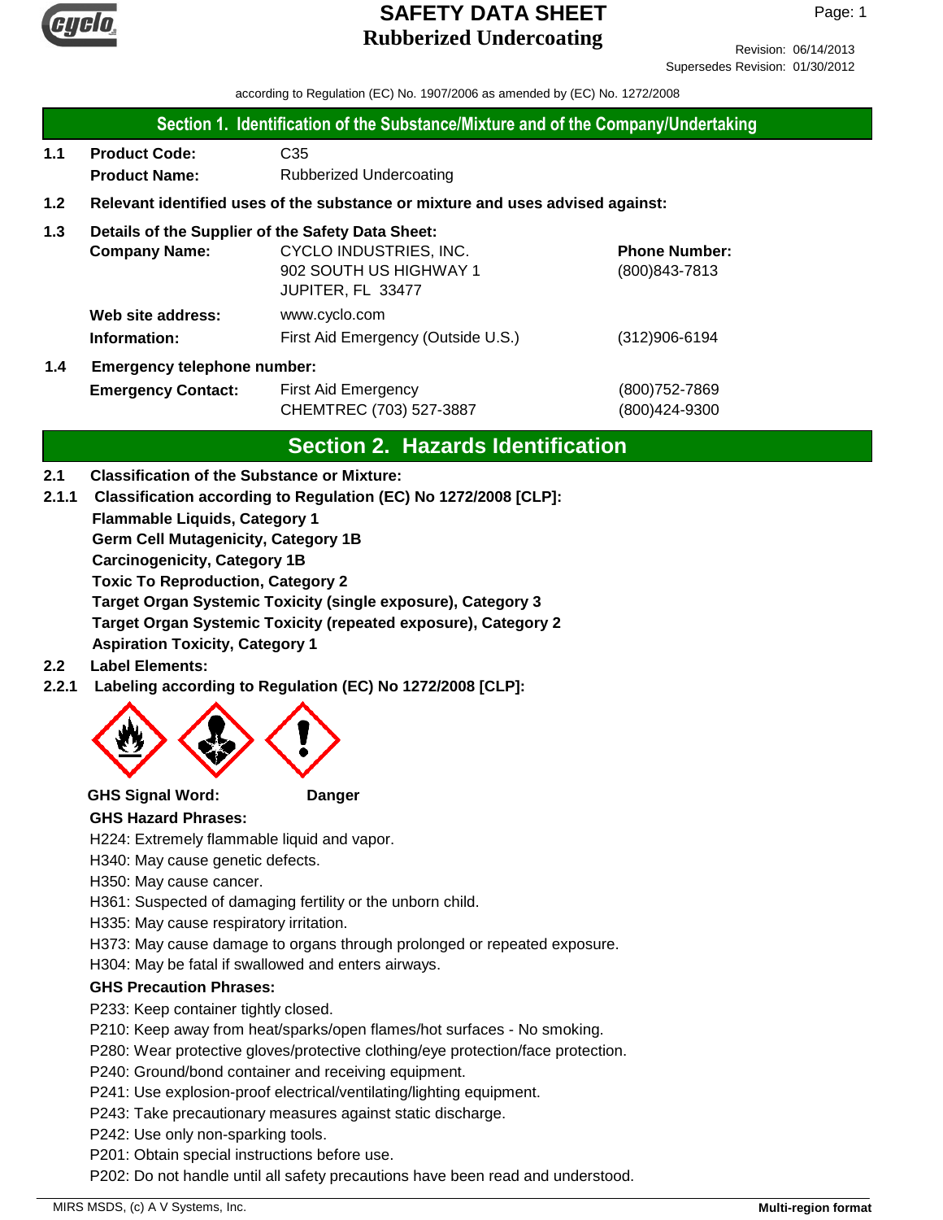# SAFETY DATA SHEET
## Rubberized Undercoating

Revision: 06/14/2013
Supersedes Revision: 01/30/2012

according to Regulation (EC) No. 1907/2006 as amended by (EC) No. 1272/2008

## Section 1. Identification of the Substance/Mixture and of the Company/Undertaking

**1.1 Product Code:** C35
**Product Name:** Rubberized Undercoating

**1.2 Relevant identified uses of the substance or mixture and uses advised against:**

**1.3 Details of the Supplier of the Safety Data Sheet:**

**Company Name:** CYCLO INDUSTRIES, INC.
902 SOUTH US HIGHWAY 1
JUPITER, FL 33477

**Phone Number:** (800)843-7813

**Web site address:** www.cyclo.com

**Information:** First Aid Emergency (Outside U.S.) (312)906-6194

**1.4 Emergency telephone number:**

**Emergency Contact:** First Aid Emergency (800)752-7869
CHEMTREC (703) 527-3887 (800)424-9300

## Section 2. Hazards Identification

**2.1 Classification of the Substance or Mixture:**

**2.1.1 Classification according to Regulation (EC) No 1272/2008 [CLP]:**

**Flammable Liquids, Category 1**
**Germ Cell Mutagenicity, Category 1B**
**Carcinogenicity, Category 1B**
**Toxic To Reproduction, Category 2**
**Target Organ Systemic Toxicity (single exposure), Category 3**
**Target Organ Systemic Toxicity (repeated exposure), Category 2**
**Aspiration Toxicity, Category 1**

**2.2 Label Elements:**

**2.2.1 Labeling according to Regulation (EC) No 1272/2008 [CLP]:**

**GHS Signal Word:** **Danger**

**GHS Hazard Phrases:**

H224: Extremely flammable liquid and vapor.
H340: May cause genetic defects.
H350: May cause cancer.
H361: Suspected of damaging fertility or the unborn child.
H335: May cause respiratory irritation.
H373: May cause damage to organs through prolonged or repeated exposure.
H304: May be fatal if swallowed and enters airways.

**GHS Precaution Phrases:**

P233: Keep container tightly closed.
P210: Keep away from heat/sparks/open flames/hot surfaces - No smoking.
P280: Wear protective gloves/protective clothing/eye protection/face protection.
P240: Ground/bond container and receiving equipment.
P241: Use explosion-proof electrical/ventilating/lighting equipment.
P243: Take precautionary measures against static discharge.
P242: Use only non-sparking tools.
P201: Obtain special instructions before use.
P202: Do not handle until all safety precautions have been read and understood.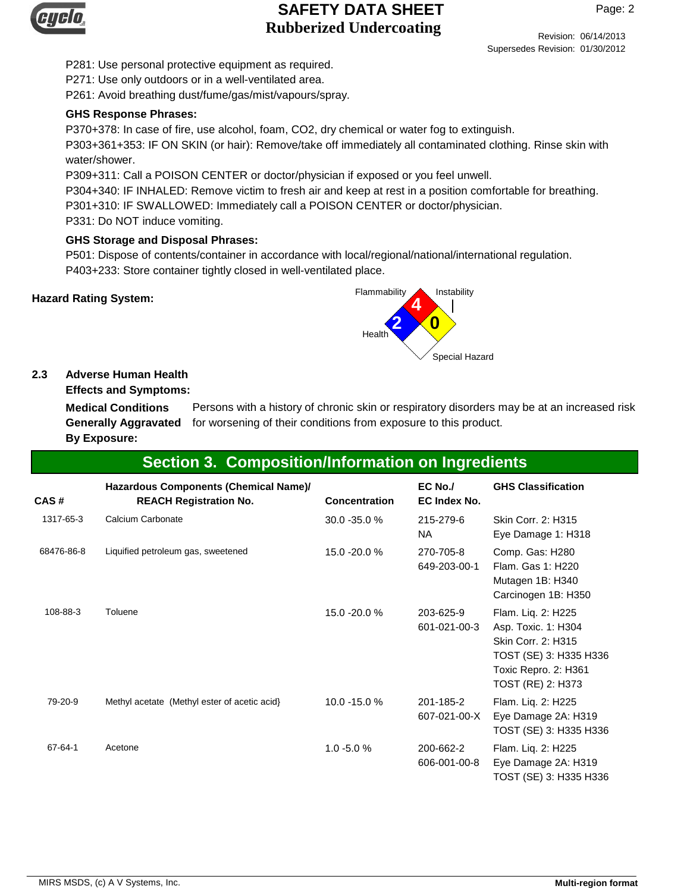P281: Use personal protective equipment as required.
P271: Use only outdoors or in a well-ventilated area.
P261: Avoid breathing dust/fume/gas/mist/vapours/spray.

**GHS Response Phrases:**

P370+378: In case of fire, use alcohol, foam, CO2, dry chemical or water fog to extinguish.
P303+361+353: IF ON SKIN (or hair): Remove/take off immediately all contaminated clothing. Rinse skin with water/shower.
P309+311: Call a POISON CENTER or doctor/physician if exposed or you feel unwell.
P304+340: IF INHALED: Remove victim to fresh air and keep at rest in a position comfortable for breathing.
P301+310: IF SWALLOWED: Immediately call a POISON CENTER or doctor/physician.
P331: Do NOT induce vomiting.

**GHS Storage and Disposal Phrases:**

P501: Dispose of contents/container in accordance with local/regional/national/international regulation.
P403+233: Store container tightly closed in well-ventilated place.

**Hazard Rating System:**

Flammability: 4
Instability: 0
Health: 2
Special Hazard:

**2.3 Adverse Human Health Effects and Symptoms:**

**Medical Conditions Generally Aggravated By Exposure:** Persons with a history of chronic skin or respiratory disorders may be at an increased risk for worsening of their conditions from exposure to this product.

## Section 3. Composition/Information on Ingredients

| CAS # | Hazardous Components (Chemical Name)/ REACH Registration No. | Concentration | EC No./ EC Index No. | GHS Classification |
|---|---|---|---|---|
| 1317-65-3 | Calcium Carbonate | 30.0 -35.0 % | 215-279-6<br>NA | Skin Corr. 2: H315<br>Eye Damage 1: H318 |
| 68476-86-8 | Liquified petroleum gas, sweetened | 15.0 -20.0 % | 270-705-8<br>649-203-00-1 | Comp. Gas: H280<br>Flam. Gas 1: H220<br>Mutagen 1B: H340<br>Carcinogen 1B: H350 |
| 108-88-3 | Toluene | 15.0 -20.0 % | 203-625-9<br>601-021-00-3 | Flam. Liq. 2: H225<br>Asp. Toxic. 1: H304<br>Skin Corr. 2: H315<br>TOST (SE) 3: H335 H336<br>Toxic Repro. 2: H361<br>TOST (RE) 2: H373 |
| 79-20-9 | Methyl acetate (Methyl ester of acetic acid} | 10.0 -15.0 % | 201-185-2<br>607-021-00-X | Flam. Liq. 2: H225<br>Eye Damage 2A: H319<br>TOST (SE) 3: H335 H336 |
| 67-64-1 | Acetone | 1.0 -5.0 % | 200-662-2<br>606-001-00-8 | Flam. Liq. 2: H225<br>Eye Damage 2A: H319<br>TOST (SE) 3: H335 H336 |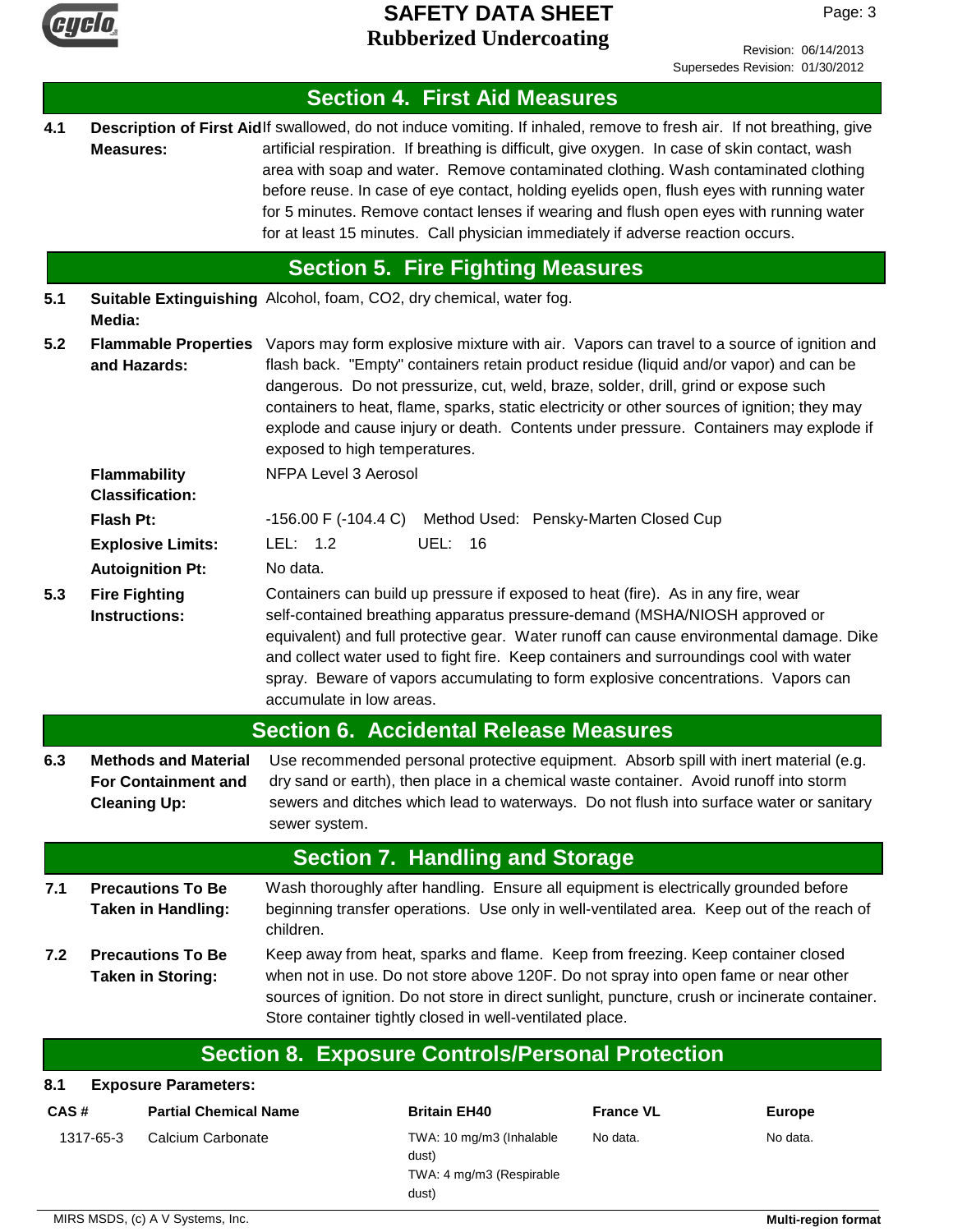## Section 4. First Aid Measures

**4.1 Description of First Aid Measures:** If swallowed, do not induce vomiting. If inhaled, remove to fresh air. If not breathing, give artificial respiration. If breathing is difficult, give oxygen. In case of skin contact, wash area with soap and water. Remove contaminated clothing. Wash contaminated clothing before reuse. In case of eye contact, holding eyelids open, flush eyes with running water for 5 minutes. Remove contact lenses if wearing and flush open eyes with running water for at least 15 minutes. Call physician immediately if adverse reaction occurs.

## Section 5. Fire Fighting Measures

**5.1 Suitable Extinguishing Media:** Alcohol, foam, CO2, dry chemical, water fog.

**5.2 Flammable Properties and Hazards:** Vapors may form explosive mixture with air. Vapors can travel to a source of ignition and flash back. "Empty" containers retain product residue (liquid and/or vapor) and can be dangerous. Do not pressurize, cut, weld, braze, solder, drill, grind or expose such containers to heat, flame, sparks, static electricity or other sources of ignition; they may explode and cause injury or death. Contents under pressure. Containers may explode if exposed to high temperatures.

**Flammability Classification:** NFPA Level 3 Aerosol

**Flash Pt:** -156.00 F (-104.4 C) Method Used: Pensky-Marten Closed Cup

**Explosive Limits:** LEL: 1.2 UEL: 16

**Autoignition Pt:** No data.

**5.3 Fire Fighting Instructions:** Containers can build up pressure if exposed to heat (fire). As in any fire, wear self-contained breathing apparatus pressure-demand (MSHA/NIOSH approved or equivalent) and full protective gear. Water runoff can cause environmental damage. Dike and collect water used to fight fire. Keep containers and surroundings cool with water spray. Beware of vapors accumulating to form explosive concentrations. Vapors can accumulate in low areas.

## Section 6. Accidental Release Measures

**6.3 Methods and Material For Containment and Cleaning Up:** Use recommended personal protective equipment. Absorb spill with inert material (e.g. dry sand or earth), then place in a chemical waste container. Avoid runoff into storm sewers and ditches which lead to waterways. Do not flush into surface water or sanitary sewer system.

## Section 7. Handling and Storage

**7.1 Precautions To Be Taken in Handling:** Wash thoroughly after handling. Ensure all equipment is electrically grounded before beginning transfer operations. Use only in well-ventilated area. Keep out of the reach of children.

**7.2 Precautions To Be Taken in Storing:** Keep away from heat, sparks and flame. Keep from freezing. Keep container closed when not in use. Do not store above 120F. Do not spray into open fame or near other sources of ignition. Do not store in direct sunlight, puncture, crush or incinerate container. Store container tightly closed in well-ventilated place.

## Section 8. Exposure Controls/Personal Protection

**8.1 Exposure Parameters:**

| CAS # | Partial Chemical Name | Britain EH40 | France VL | Europe |
|---|---|---|---|---|
| 1317-65-3 | Calcium Carbonate | TWA: 10 mg/m3 (Inhalable dust)<br>TWA: 4 mg/m3 (Respirable dust) | No data. | No data. |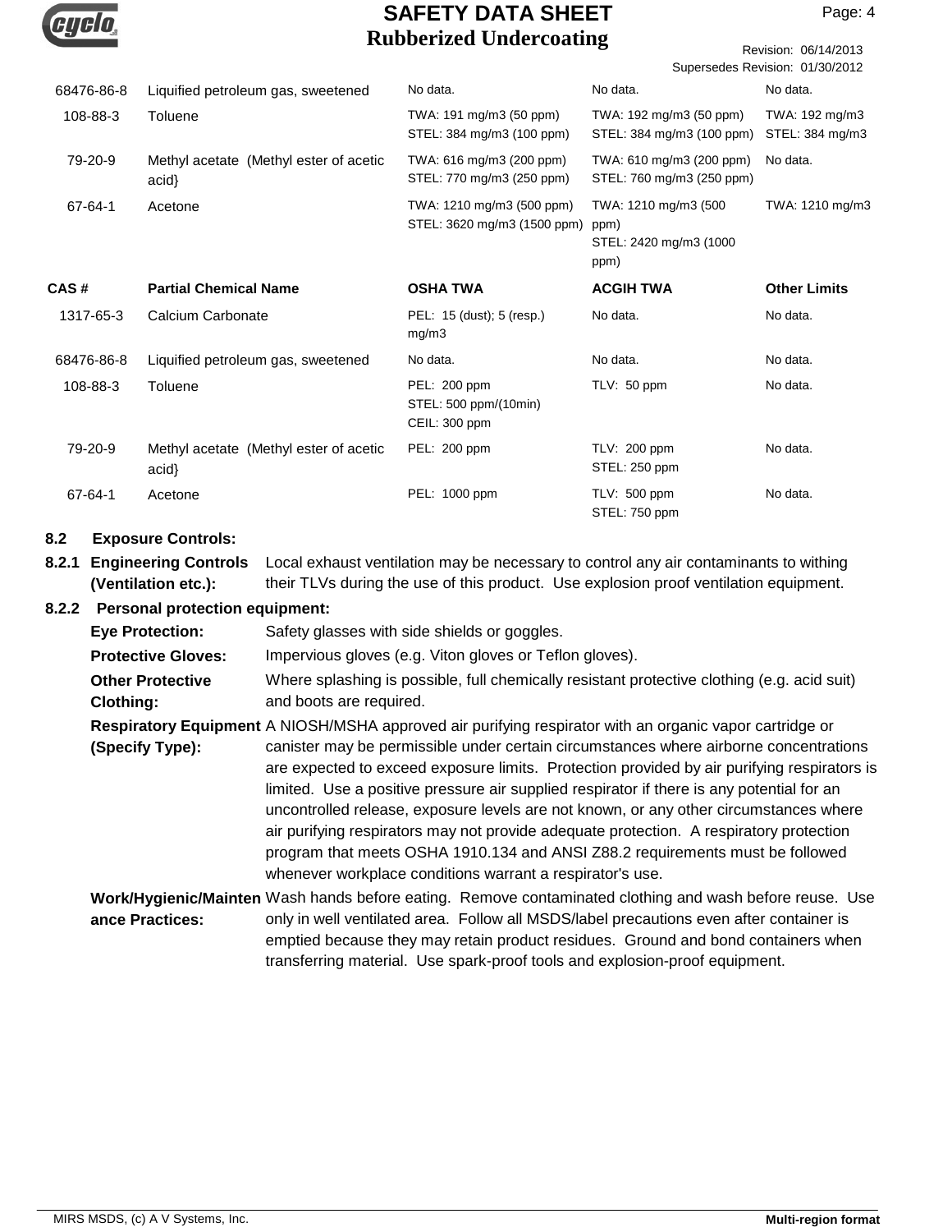| | | | | |
|---|---|---|---|---|
| 68476-86-8 | Liquified petroleum gas, sweetened | No data. | No data. | No data. |
| 108-88-3 | Toluene | TWA: 191 mg/m3 (50 ppm) STEL: 384 mg/m3 (100 ppm) | TWA: 192 mg/m3 (50 ppm) STEL: 384 mg/m3 (100 ppm) | TWA: 192 mg/m3 STEL: 384 mg/m3 |
| 79-20-9 | Methyl acetate (Methyl ester of acetic acid} | TWA: 616 mg/m3 (200 ppm) STEL: 770 mg/m3 (250 ppm) | TWA: 610 mg/m3 (200 ppm) STEL: 760 mg/m3 (250 ppm) | No data. |
| 67-64-1 | Acetone | TWA: 1210 mg/m3 (500 ppm) STEL: 3620 mg/m3 (1500 ppm) | TWA: 1210 mg/m3 (500 ppm) STEL: 2420 mg/m3 (1000 ppm) | TWA: 1210 mg/m3 |

| CAS # | Partial Chemical Name | OSHA TWA | ACGIH TWA | Other Limits |
|---|---|---|---|---|
| 1317-65-3 | Calcium Carbonate | PEL: 15 (dust); 5 (resp.) mg/m3 | No data. | No data. |
| 68476-86-8 | Liquified petroleum gas, sweetened | No data. | No data. | No data. |
| 108-88-3 | Toluene | PEL: 200 ppm STEL: 500 ppm/(10min) CEIL: 300 ppm | TLV: 50 ppm | No data. |
| 79-20-9 | Methyl acetate (Methyl ester of acetic acid} | PEL: 200 ppm | TLV: 200 ppm STEL: 250 ppm | No data. |
| 67-64-1 | Acetone | PEL: 1000 ppm | TLV: 500 ppm STEL: 750 ppm | No data. |

## 8.2 Exposure Controls:

**8.2.1 Engineering Controls (Ventilation etc.):** Local exhaust ventilation may be necessary to control any air contaminants to withing their TLVs during the use of this product. Use explosion proof ventilation equipment.

**8.2.2 Personal protection equipment:**

**Eye Protection:** Safety glasses with side shields or goggles.

**Protective Gloves:** Impervious gloves (e.g. Viton gloves or Teflon gloves).

**Other Protective Clothing:** Where splashing is possible, full chemically resistant protective clothing (e.g. acid suit) and boots are required.

**Respiratory Equipment (Specify Type):** A NIOSH/MSHA approved air purifying respirator with an organic vapor cartridge or canister may be permissible under certain circumstances where airborne concentrations are expected to exceed exposure limits. Protection provided by air purifying respirators is limited. Use a positive pressure air supplied respirator if there is any potential for an uncontrolled release, exposure levels are not known, or any other circumstances where air purifying respirators may not provide adequate protection. A respiratory protection program that meets OSHA 1910.134 and ANSI Z88.2 requirements must be followed whenever workplace conditions warrant a respirator's use.

**Work/Hygienic/Maintenance Practices:** Wash hands before eating. Remove contaminated clothing and wash before reuse. Use only in well ventilated area. Follow all MSDS/label precautions even after container is emptied because they may retain product residues. Ground and bond containers when transferring material. Use spark-proof tools and explosion-proof equipment.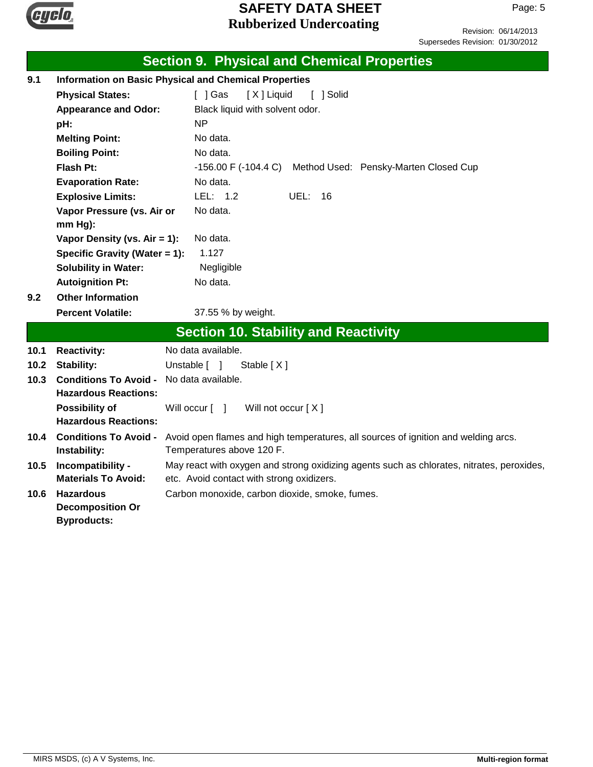## Section 9. Physical and Chemical Properties

**9.1 Information on Basic Physical and Chemical Properties**

| | |
|---|---|
| **Physical States:** | [ ] Gas [ X ] Liquid [ ] Solid |
| **Appearance and Odor:** | Black liquid with solvent odor. |
| **pH:** | NP |
| **Melting Point:** | No data. |
| **Boiling Point:** | No data. |
| **Flash Pt:** | -156.00 F (-104.4 C) Method Used: Pensky-Marten Closed Cup |
| **Evaporation Rate:** | No data. |
| **Explosive Limits:** | LEL: 1.2 UEL: 16 |
| **Vapor Pressure (vs. Air or mm Hg):** | No data. |
| **Vapor Density (vs. Air = 1):** | No data. |
| **Specific Gravity (Water = 1):** | 1.127 |
| **Solubility in Water:** | Negligible |
| **Autoignition Pt:** | No data. |

**9.2 Other Information**

| | |
|---|---|
| **Percent Volatile:** | 37.55 % by weight. |

## Section 10. Stability and Reactivity

| | | |
|---|---|---|
| 10.1 | **Reactivity:** | No data available. |
| 10.2 | **Stability:** | Unstable [ ] Stable [ X ] |
| 10.3 | **Conditions To Avoid - Hazardous Reactions:** | No data available. |
| | **Possibility of Hazardous Reactions:** | Will occur [ ] Will not occur [ X ] |
| 10.4 | **Conditions To Avoid - Instability:** | Avoid open flames and high temperatures, all sources of ignition and welding arcs. Temperatures above 120 F. |
| 10.5 | **Incompatibility - Materials To Avoid:** | May react with oxygen and strong oxidizing agents such as chlorates, nitrates, peroxides, etc. Avoid contact with strong oxidizers. |
| 10.6 | **Hazardous Decomposition Or Byproducts:** | Carbon monoxide, carbon dioxide, smoke, fumes. |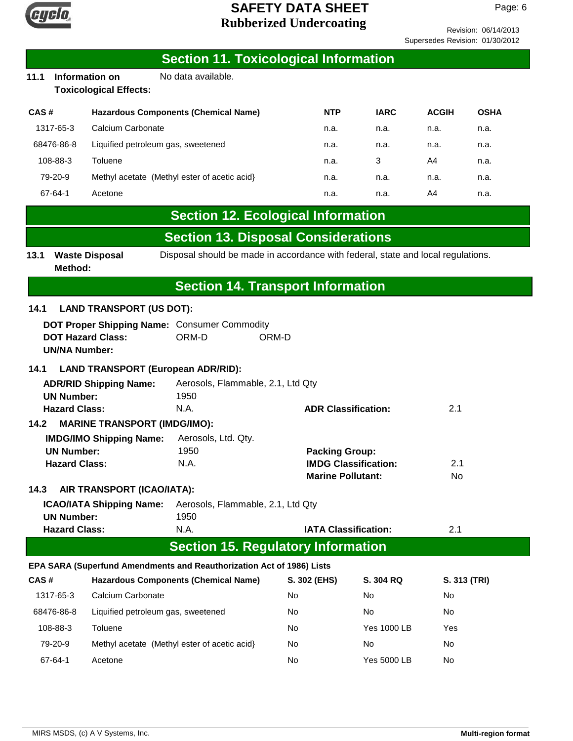## Section 11. Toxicological Information

**11.1 Information on Toxicological Effects:** No data available.

| CAS # | Hazardous Components (Chemical Name) | NTP | IARC | ACGIH | OSHA |
|---|---|---|---|---|---|
| 1317-65-3 | Calcium Carbonate | n.a. | n.a. | n.a. | n.a. |
| 68476-86-8 | Liquified petroleum gas, sweetened | n.a. | n.a. | n.a. | n.a. |
| 108-88-3 | Toluene | n.a. | 3 | A4 | n.a. |
| 79-20-9 | Methyl acetate (Methyl ester of acetic acid} | n.a. | n.a. | n.a. | n.a. |
| 67-64-1 | Acetone | n.a. | n.a. | A4 | n.a. |

## Section 12. Ecological Information

## Section 13. Disposal Considerations

**13.1 Waste Disposal Method:** Disposal should be made in accordance with federal, state and local regulations.

## Section 14. Transport Information

**14.1 LAND TRANSPORT (US DOT):**

**DOT Proper Shipping Name:** Consumer Commodity
**DOT Hazard Class:** ORM-D ORM-D
**UN/NA Number:**

**14.1 LAND TRANSPORT (European ADR/RID):**

**ADR/RID Shipping Name:** Aerosols, Flammable, 2.1, Ltd Qty
**UN Number:** 1950
**Hazard Class:** N.A. **ADR Classification:** 2.1

**14.2 MARINE TRANSPORT (IMDG/IMO):**

**IMDG/IMO Shipping Name:** Aerosols, Ltd. Qty.
**UN Number:** 1950 **Packing Group:**
**Hazard Class:** N.A. **IMDG Classification:** 2.1
**Marine Pollutant:** No

**14.3 AIR TRANSPORT (ICAO/IATA):**

**ICAO/IATA Shipping Name:** Aerosols, Flammable, 2.1, Ltd Qty
**UN Number:** 1950
**Hazard Class:** N.A. **IATA Classification:** 2.1

## Section 15. Regulatory Information

**EPA SARA (Superfund Amendments and Reauthorization Act of 1986) Lists**

| CAS # | Hazardous Components (Chemical Name) | S. 302 (EHS) | S. 304 RQ | S. 313 (TRI) |
|---|---|---|---|---|
| 1317-65-3 | Calcium Carbonate | No | No | No |
| 68476-86-8 | Liquified petroleum gas, sweetened | No | No | No |
| 108-88-3 | Toluene | No | Yes 1000 LB | Yes |
| 79-20-9 | Methyl acetate (Methyl ester of acetic acid} | No | No | No |
| 67-64-1 | Acetone | No | Yes 5000 LB | No |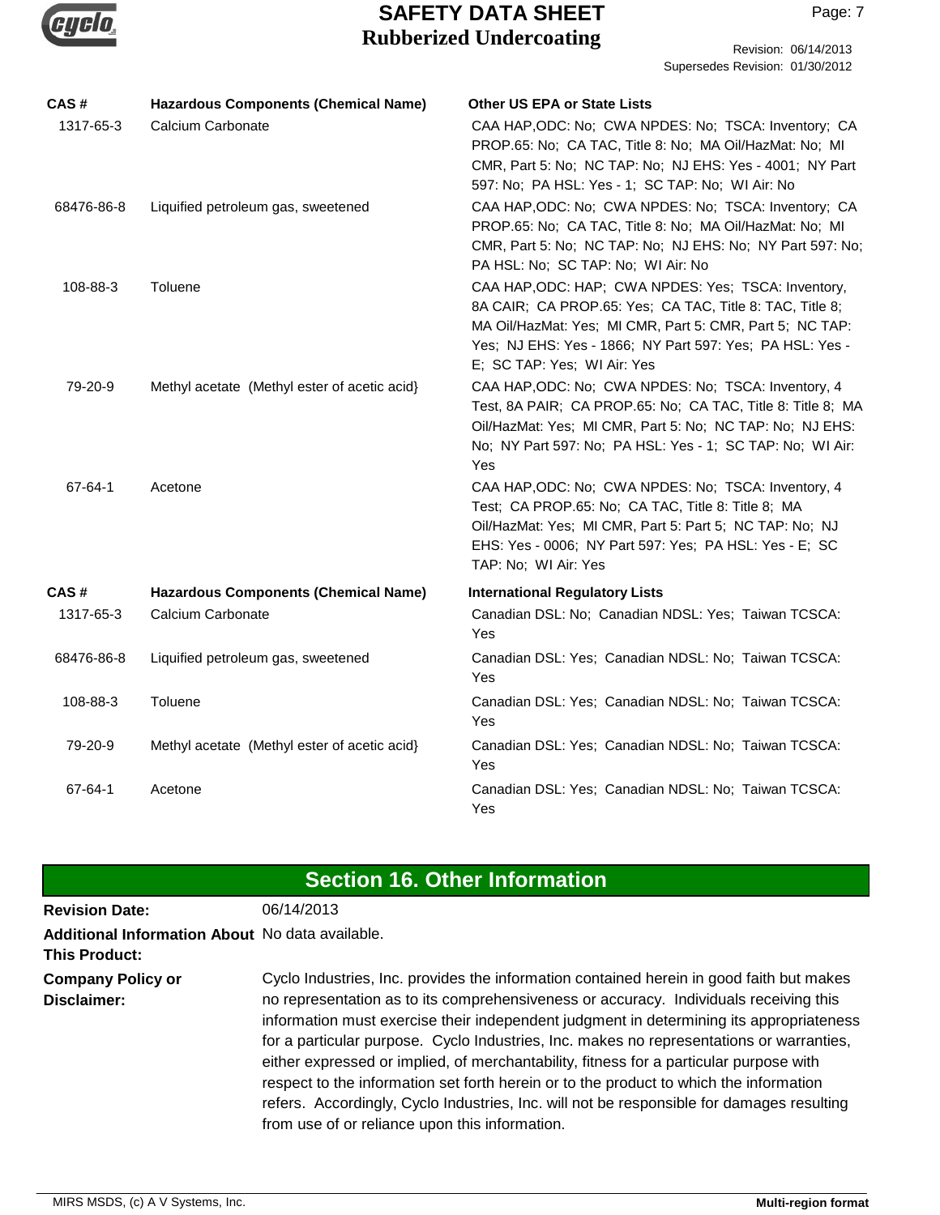| CAS # | Hazardous Components (Chemical Name) | Other US EPA or State Lists |
|---|---|---|
| 1317-65-3 | Calcium Carbonate | CAA HAP,ODC: No; CWA NPDES: No; TSCA: Inventory; CA PROP.65: No; CA TAC, Title 8: No; MA Oil/HazMat: No; MI CMR, Part 5: No; NC TAP: No; NJ EHS: Yes - 4001; NY Part 597: No; PA HSL: Yes - 1; SC TAP: No; WI Air: No |
| 68476-86-8 | Liquified petroleum gas, sweetened | CAA HAP,ODC: No; CWA NPDES: No; TSCA: Inventory; CA PROP.65: No; CA TAC, Title 8: No; MA Oil/HazMat: No; MI CMR, Part 5: No; NC TAP: No; NJ EHS: No; NY Part 597: No; PA HSL: No; SC TAP: No; WI Air: No |
| 108-88-3 | Toluene | CAA HAP,ODC: HAP; CWA NPDES: Yes; TSCA: Inventory, 8A CAIR; CA PROP.65: Yes; CA TAC, Title 8: TAC, Title 8; MA Oil/HazMat: Yes; MI CMR, Part 5: CMR, Part 5; NC TAP: Yes; NJ EHS: Yes - 1866; NY Part 597: Yes; PA HSL: Yes - E; SC TAP: Yes; WI Air: Yes |
| 79-20-9 | Methyl acetate (Methyl ester of acetic acid} | CAA HAP,ODC: No; CWA NPDES: No; TSCA: Inventory, 4 Test, 8A PAIR; CA PROP.65: No; CA TAC, Title 8: Title 8; MA Oil/HazMat: Yes; MI CMR, Part 5: No; NC TAP: No; NJ EHS: No; NY Part 597: No; PA HSL: Yes - 1; SC TAP: No; WI Air: Yes |
| 67-64-1 | Acetone | CAA HAP,ODC: No; CWA NPDES: No; TSCA: Inventory, 4 Test; CA PROP.65: No; CA TAC, Title 8: Title 8; MA Oil/HazMat: Yes; MI CMR, Part 5: Part 5; NC TAP: No; NJ EHS: Yes - 0006; NY Part 597: Yes; PA HSL: Yes - E; SC TAP: No; WI Air: Yes |

| CAS # | Hazardous Components (Chemical Name) | International Regulatory Lists |
|---|---|---|
| 1317-65-3 | Calcium Carbonate | Canadian DSL: No; Canadian NDSL: Yes; Taiwan TCSCA: Yes |
| 68476-86-8 | Liquified petroleum gas, sweetened | Canadian DSL: Yes; Canadian NDSL: No; Taiwan TCSCA: Yes |
| 108-88-3 | Toluene | Canadian DSL: Yes; Canadian NDSL: No; Taiwan TCSCA: Yes |
| 79-20-9 | Methyl acetate (Methyl ester of acetic acid} | Canadian DSL: Yes; Canadian NDSL: No; Taiwan TCSCA: Yes |
| 67-64-1 | Acetone | Canadian DSL: Yes; Canadian NDSL: No; Taiwan TCSCA: Yes |

## Section 16. Other Information

**Revision Date:** 06/14/2013

**Additional Information About This Product:** No data available.

**Company Policy or Disclaimer:** Cyclo Industries, Inc. provides the information contained herein in good faith but makes no representation as to its comprehensiveness or accuracy. Individuals receiving this information must exercise their independent judgment in determining its appropriateness for a particular purpose. Cyclo Industries, Inc. makes no representations or warranties, either expressed or implied, of merchantability, fitness for a particular purpose with respect to the information set forth herein or to the product to which the information refers. Accordingly, Cyclo Industries, Inc. will not be responsible for damages resulting from use of or reliance upon this information.